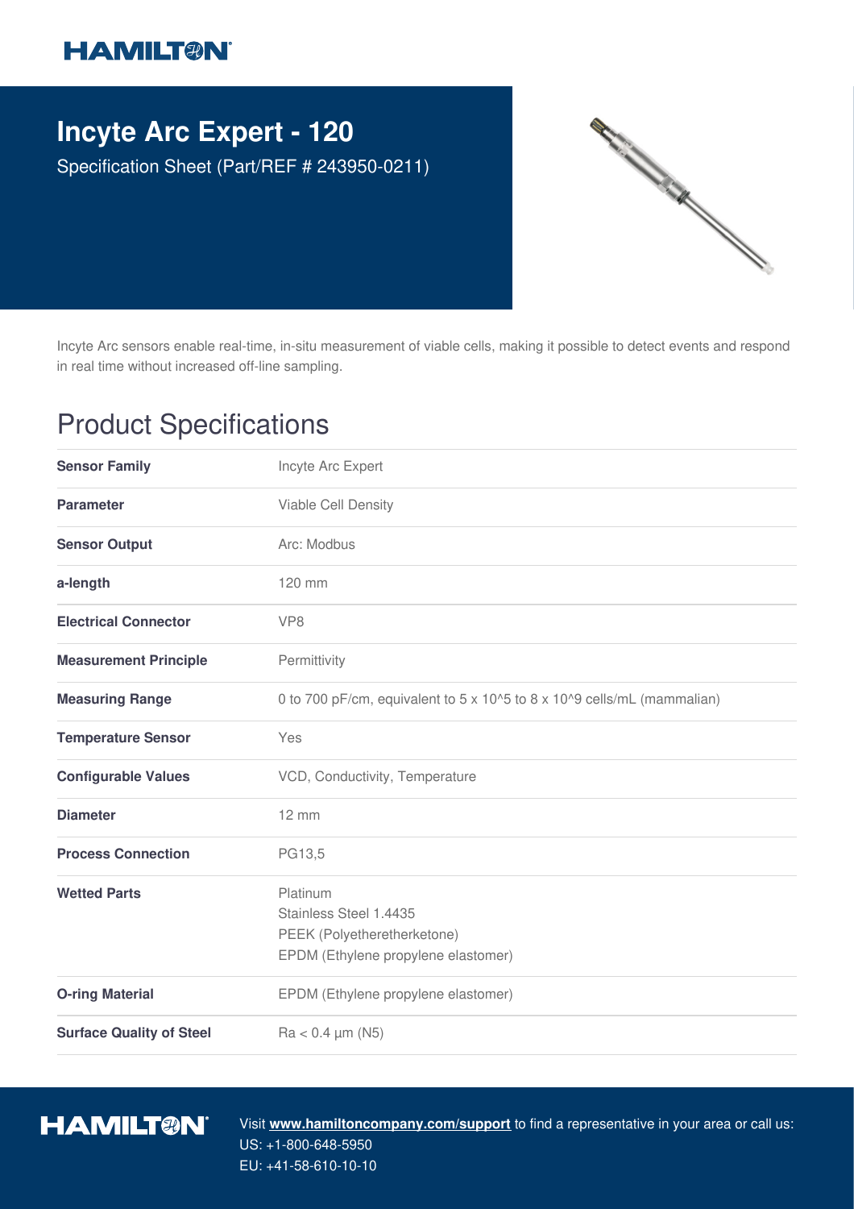# Incyte Arc Expert - 120

Specification Sheet (Part/REF # 243950-0211)

Incyte Arc sensors enable real-time, in-situ measurement of viable cells, making it possible to detect events and respond in real time without increased off-line sampling.

## Product Specifications

| | |
|---|---|
| **Sensor Family** | Incyte Arc Expert |
| **Parameter** | Viable Cell Density |
| **Sensor Output** | Arc: Modbus |
| **a-length** | 120 mm |
| **Electrical Connector** | VP8 |
| **Measurement Principle** | Permittivity |
| **Measuring Range** | 0 to 700 pF/cm, equivalent to 5 x 10^5 to 8 x 10^9 cells/mL (mammalian) |
| **Temperature Sensor** | Yes |
| **Configurable Values** | VCD, Conductivity, Temperature |
| **Diameter** | 12 mm |
| **Process Connection** | PG13,5 |
| **Wetted Parts** | Platinum<br>Stainless Steel 1.4435<br>PEEK (Polyetheretherketone)<br>EPDM (Ethylene propylene elastomer) |
| **O-ring Material** | EPDM (Ethylene propylene elastomer) |
| **Surface Quality of Steel** | Ra < 0.4 µm (N5) |

Visit **www.hamiltoncompany.com/support** to find a representative in your area or call us:
US: +1-800-648-5950
EU: +41-58-610-10-10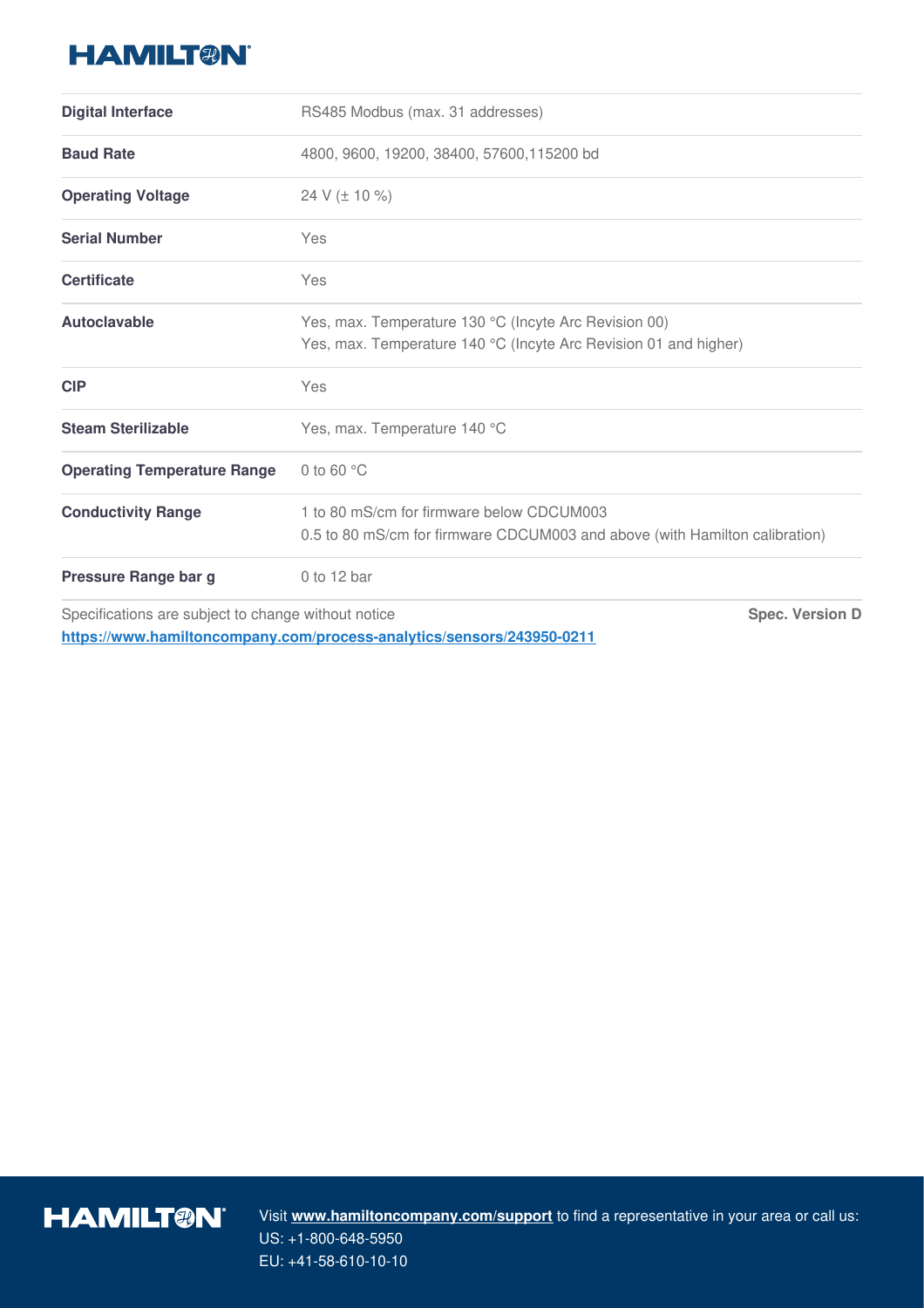| | |
|---|---|
| **Digital Interface** | RS485 Modbus (max. 31 addresses) |
| **Baud Rate** | 4800, 9600, 19200, 38400, 57600,115200 bd |
| **Operating Voltage** | 24 V (± 10 %) |
| **Serial Number** | Yes |
| **Certificate** | Yes |
| **Autoclavable** | Yes, max. Temperature 130 °C (Incyte Arc Revision 00)<br>Yes, max. Temperature 140 °C (Incyte Arc Revision 01 and higher) |
| **CIP** | Yes |
| **Steam Sterilizable** | Yes, max. Temperature 140 °C |
| **Operating Temperature Range** | 0 to 60 °C |
| **Conductivity Range** | 1 to 80 mS/cm for firmware below CDCUM003<br>0.5 to 80 mS/cm for firmware CDCUM003 and above (with Hamilton calibration) |
| **Pressure Range bar g** | 0 to 12 bar |

Specifications are subject to change without notice

**Spec. Version D**

**https://www.hamiltoncompany.com/process-analytics/sensors/243950-0211**

Visit **www.hamiltoncompany.com/support** to find a representative in your area or call us:
US: +1-800-648-5950
EU: +41-58-610-10-10